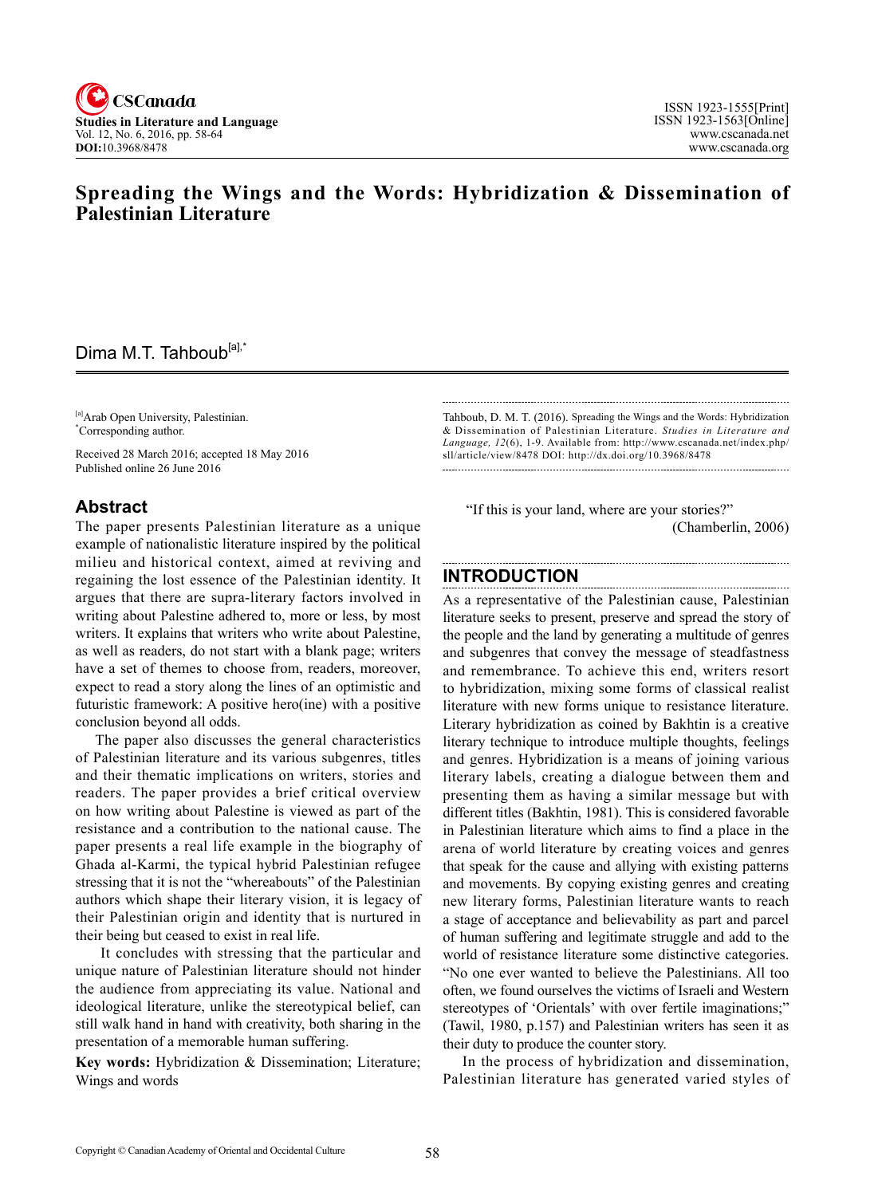# Spreading the Wings and the Words: Hybridization & Dissemination of Palestinian Literature

Dima M.T. Tahboub[a],*

[a]Arab Open University, Palestinian.
*Corresponding author.

Received 28 March 2016; accepted 18 May 2016
Published online 26 June 2016

## Abstract

The paper presents Palestinian literature as a unique example of nationalistic literature inspired by the political milieu and historical context, aimed at reviving and regaining the lost essence of the Palestinian identity. It argues that there are supra-literary factors involved in writing about Palestine adhered to, more or less, by most writers. It explains that writers who write about Palestine, as well as readers, do not start with a blank page; writers have a set of themes to choose from, readers, moreover, expect to read a story along the lines of an optimistic and futuristic framework: A positive hero(ine) with a positive conclusion beyond all odds.

The paper also discusses the general characteristics of Palestinian literature and its various subgenres, titles and their thematic implications on writers, stories and readers. The paper provides a brief critical overview on how writing about Palestine is viewed as part of the resistance and a contribution to the national cause. The paper presents a real life example in the biography of Ghada al-Karmi, the typical hybrid Palestinian refugee stressing that it is not the "whereabouts" of the Palestinian authors which shape their literary vision, it is legacy of their Palestinian origin and identity that is nurtured in their being but ceased to exist in real life.

It concludes with stressing that the particular and unique nature of Palestinian literature should not hinder the audience from appreciating its value. National and ideological literature, unlike the stereotypical belief, can still walk hand in hand with creativity, both sharing in the presentation of a memorable human suffering.

**Key words:** Hybridization & Dissemination; Literature; Wings and words

Tahboub, D. M. T. (2016). Spreading the Wings and the Words: Hybridization & Dissemination of Palestinian Literature. *Studies in Literature and Language, 12*(6), 1-9. Available from: http://www.cscanada.net/index.php/sll/article/view/8478 DOI: http://dx.doi.org/10.3968/8478

> "If this is your land, where are your stories?"
> (Chamberlin, 2006)

## INTRODUCTION

As a representative of the Palestinian cause, Palestinian literature seeks to present, preserve and spread the story of the people and the land by generating a multitude of genres and subgenres that convey the message of steadfastness and remembrance. To achieve this end, writers resort to hybridization, mixing some forms of classical realist literature with new forms unique to resistance literature. Literary hybridization as coined by Bakhtin is a creative literary technique to introduce multiple thoughts, feelings and genres. Hybridization is a means of joining various literary labels, creating a dialogue between them and presenting them as having a similar message but with different titles (Bakhtin, 1981). This is considered favorable in Palestinian literature which aims to find a place in the arena of world literature by creating voices and genres that speak for the cause and allying with existing patterns and movements. By copying existing genres and creating new literary forms, Palestinian literature wants to reach a stage of acceptance and believability as part and parcel of human suffering and legitimate struggle and add to the world of resistance literature some distinctive categories. "No one ever wanted to believe the Palestinians. All too often, we found ourselves the victims of Israeli and Western stereotypes of 'Orientals' with over fertile imaginations;" (Tawil, 1980, p.157) and Palestinian writers has seen it as their duty to produce the counter story.

In the process of hybridization and dissemination, Palestinian literature has generated varied styles of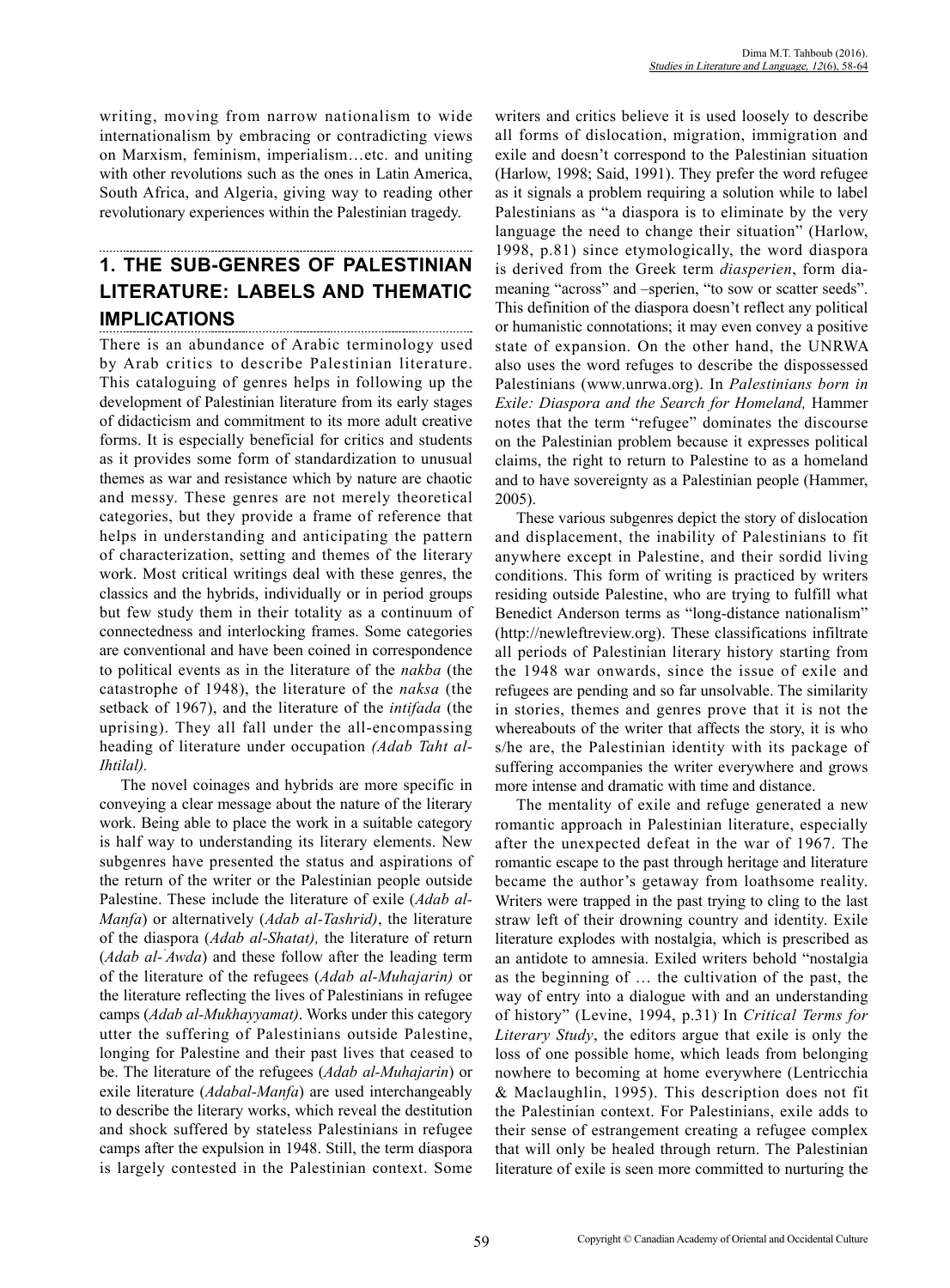writing, moving from narrow nationalism to wide internationalism by embracing or contradicting views on Marxism, feminism, imperialism…etc. and uniting with other revolutions such as the ones in Latin America, South Africa, and Algeria, giving way to reading other revolutionary experiences within the Palestinian tragedy.

## 1. THE SUB-GENRES OF PALESTINIAN LITERATURE: LABELS AND THEMATIC IMPLICATIONS

There is an abundance of Arabic terminology used by Arab critics to describe Palestinian literature. This cataloguing of genres helps in following up the development of Palestinian literature from its early stages of didacticism and commitment to its more adult creative forms. It is especially beneficial for critics and students as it provides some form of standardization to unusual themes as war and resistance which by nature are chaotic and messy. These genres are not merely theoretical categories, but they provide a frame of reference that helps in understanding and anticipating the pattern of characterization, setting and themes of the literary work. Most critical writings deal with these genres, the classics and the hybrids, individually or in period groups but few study them in their totality as a continuum of connectedness and interlocking frames. Some categories are conventional and have been coined in correspondence to political events as in the literature of the *nakba* (the catastrophe of 1948), the literature of the *naksa* (the setback of 1967), and the literature of the *intifada* (the uprising). They all fall under the all-encompassing heading of literature under occupation *(Adab Taht al-Ihtilal).*

The novel coinages and hybrids are more specific in conveying a clear message about the nature of the literary work. Being able to place the work in a suitable category is half way to understanding its literary elements. New subgenres have presented the status and aspirations of the return of the writer or the Palestinian people outside Palestine. These include the literature of exile (*Adab al-Manfa*) or alternatively (*Adab al-Tashrid)*, the literature of the diaspora (*Adab al-Shatat),* the literature of return (*Adab al-ʿAwda*) and these follow after the leading term of the literature of the refugees (*Adab al-Muhajarin)* or the literature reflecting the lives of Palestinians in refugee camps (*Adab al-Mukhayyamat)*. Works under this category utter the suffering of Palestinians outside Palestine, longing for Palestine and their past lives that ceased to be. The literature of the refugees (*Adab al-Muhajarin*) or exile literature (*Adabal-Manfa*) are used interchangeably to describe the literary works, which reveal the destitution and shock suffered by stateless Palestinians in refugee camps after the expulsion in 1948. Still, the term diaspora is largely contested in the Palestinian context. Some writers and critics believe it is used loosely to describe all forms of dislocation, migration, immigration and exile and doesn't correspond to the Palestinian situation (Harlow, 1998; Said, 1991). They prefer the word refugee as it signals a problem requiring a solution while to label Palestinians as "a diaspora is to eliminate by the very language the need to change their situation" (Harlow, 1998, p.81) since etymologically, the word diaspora is derived from the Greek term *diasperien*, form dia-meaning "across" and –sperien, "to sow or scatter seeds". This definition of the diaspora doesn't reflect any political or humanistic connotations; it may even convey a positive state of expansion. On the other hand, the UNRWA also uses the word refugees to describe the dispossessed Palestinians (www.unrwa.org). In *Palestinians born in Exile: Diaspora and the Search for Homeland,* Hammer notes that the term "refugee" dominates the discourse on the Palestinian problem because it expresses political claims, the right to return to Palestine to as a homeland and to have sovereignty as a Palestinian people (Hammer, 2005).

These various subgenres depict the story of dislocation and displacement, the inability of Palestinians to fit anywhere except in Palestine, and their sordid living conditions. This form of writing is practiced by writers residing outside Palestine, who are trying to fulfill what Benedict Anderson terms as "long-distance nationalism" (http://newleftreview.org). These classifications infiltrate all periods of Palestinian literary history starting from the 1948 war onwards, since the issue of exile and refugees are pending and so far unsolvable. The similarity in stories, themes and genres prove that it is not the whereabouts of the writer that affects the story, it is who s/he are, the Palestinian identity with its package of suffering accompanies the writer everywhere and grows more intense and dramatic with time and distance.

The mentality of exile and refuge generated a new romantic approach in Palestinian literature, especially after the unexpected defeat in the war of 1967. The romantic escape to the past through heritage and literature became the author's getaway from loathsome reality. Writers were trapped in the past trying to cling to the last straw left of their drowning country and identity. Exile literature explodes with nostalgia, which is prescribed as an antidote to amnesia. Exiled writers behold "nostalgia as the beginning of … the cultivation of the past, the way of entry into a dialogue with and an understanding of history" (Levine, 1994, p.31). In *Critical Terms for Literary Study*, the editors argue that exile is only the loss of one possible home, which leads from belonging nowhere to becoming at home everywhere (Lentricchia & Maclaughlin, 1995). This description does not fit the Palestinian context. For Palestinians, exile adds to their sense of estrangement creating a refugee complex that will only be healed through return. The Palestinian literature of exile is seen more committed to nurturing the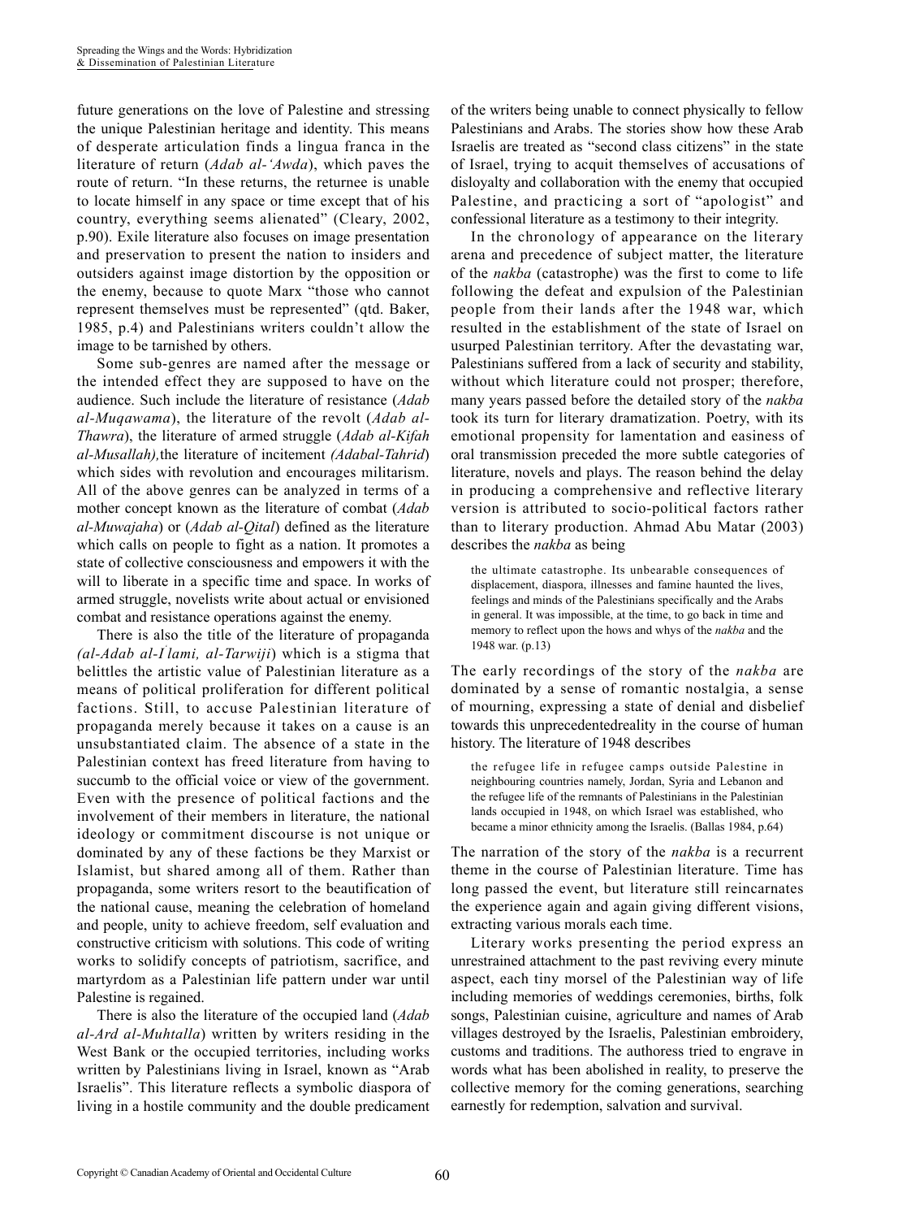future generations on the love of Palestine and stressing the unique Palestinian heritage and identity. This means of desperate articulation finds a lingua franca in the literature of return (*Adab al-'Awda*), which paves the route of return. "In these returns, the returnee is unable to locate himself in any space or time except that of his country, everything seems alienated" (Cleary, 2002, p.90). Exile literature also focuses on image presentation and preservation to present the nation to insiders and outsiders against image distortion by the opposition or the enemy, because to quote Marx "those who cannot represent themselves must be represented" (qtd. Baker, 1985, p.4) and Palestinians writers couldn't allow the image to be tarnished by others.

Some sub-genres are named after the message or the intended effect they are supposed to have on the audience. Such include the literature of resistance (*Adab al-Muqawama*), the literature of the revolt (*Adab al-Thawra*), the literature of armed struggle (*Adab al-Kifah al-Musallah),*the literature of incitement *(Adabal-Tahrid*) which sides with revolution and encourages militarism. All of the above genres can be analyzed in terms of a mother concept known as the literature of combat (*Adab al-Muwajaha*) or (*Adab al-Qital*) defined as the literature which calls on people to fight as a nation. It promotes a state of collective consciousness and empowers it with the will to liberate in a specific time and space. In works of armed struggle, novelists write about actual or envisioned combat and resistance operations against the enemy.

There is also the title of the literature of propaganda *(al-Adab al-I'lami, al-Tarwiji*) which is a stigma that belittles the artistic value of Palestinian literature as a means of political proliferation for different political factions. Still, to accuse Palestinian literature of propaganda merely because it takes on a cause is an unsubstantiated claim. The absence of a state in the Palestinian context has freed literature from having to succumb to the official voice or view of the government. Even with the presence of political factions and the involvement of their members in literature, the national ideology or commitment discourse is not unique or dominated by any of these factions be they Marxist or Islamist, but shared among all of them. Rather than propaganda, some writers resort to the beautification of the national cause, meaning the celebration of homeland and people, unity to achieve freedom, self evaluation and constructive criticism with solutions. This code of writing works to solidify concepts of patriotism, sacrifice, and martyrdom as a Palestinian life pattern under war until Palestine is regained.

There is also the literature of the occupied land (*Adab al-Ard al-Muhtalla*) written by writers residing in the West Bank or the occupied territories, including works written by Palestinians living in Israel, known as "Arab Israelis". This literature reflects a symbolic diaspora of living in a hostile community and the double predicament of the writers being unable to connect physically to fellow Palestinians and Arabs. The stories show how these Arab Israelis are treated as "second class citizens" in the state of Israel, trying to acquit themselves of accusations of disloyalty and collaboration with the enemy that occupied Palestine, and practicing a sort of "apologist" and confessional literature as a testimony to their integrity.

In the chronology of appearance on the literary arena and precedence of subject matter, the literature of the *nakba* (catastrophe) was the first to come to life following the defeat and expulsion of the Palestinian people from their lands after the 1948 war, which resulted in the establishment of the state of Israel on usurped Palestinian territory. After the devastating war, Palestinians suffered from a lack of security and stability, without which literature could not prosper; therefore, many years passed before the detailed story of the *nakba* took its turn for literary dramatization. Poetry, with its emotional propensity for lamentation and easiness of oral transmission preceded the more subtle categories of literature, novels and plays. The reason behind the delay in producing a comprehensive and reflective literary version is attributed to socio-political factors rather than to literary production. Ahmad Abu Matar (2003) describes the *nakba* as being

> the ultimate catastrophe. Its unbearable consequences of displacement, diaspora, illnesses and famine haunted the lives, feelings and minds of the Palestinians specifically and the Arabs in general. It was impossible, at the time, to go back in time and memory to reflect upon the hows and whys of the *nakba* and the 1948 war. (p.13)

The early recordings of the story of the *nakba* are dominated by a sense of romantic nostalgia, a sense of mourning, expressing a state of denial and disbelief towards this unprecedentedreality in the course of human history. The literature of 1948 describes

> the refugee life in refugee camps outside Palestine in neighbouring countries namely, Jordan, Syria and Lebanon and the refugee life of the remnants of Palestinians in the Palestinian lands occupied in 1948, on which Israel was established, who became a minor ethnicity among the Israelis. (Ballas 1984, p.64)

The narration of the story of the *nakba* is a recurrent theme in the course of Palestinian literature. Time has long passed the event, but literature still reincarnates the experience again and again giving different visions, extracting various morals each time.

Literary works presenting the period express an unrestrained attachment to the past reviving every minute aspect, each tiny morsel of the Palestinian way of life including memories of weddings ceremonies, births, folk songs, Palestinian cuisine, agriculture and names of Arab villages destroyed by the Israelis, Palestinian embroidery, customs and traditions. The authoress tried to engrave in words what has been abolished in reality, to preserve the collective memory for the coming generations, searching earnestly for redemption, salvation and survival.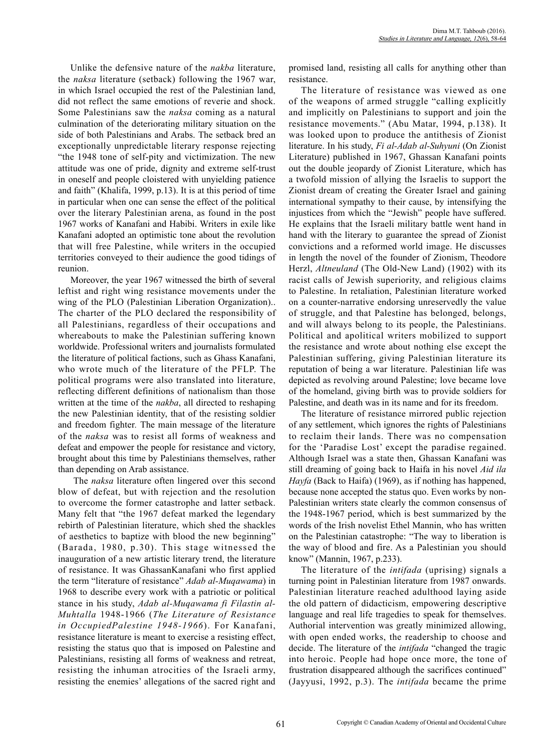Unlike the defensive nature of the *nakba* literature, the *naksa* literature (setback) following the 1967 war, in which Israel occupied the rest of the Palestinian land, did not reflect the same emotions of reverie and shock. Some Palestinians saw the *naksa* coming as a natural culmination of the deteriorating military situation on the side of both Palestinians and Arabs. The setback bred an exceptionally unpredictable literary response rejecting "the 1948 tone of self-pity and victimization. The new attitude was one of pride, dignity and extreme self-trust in oneself and people cloistered with unyielding patience and faith" (Khalifa, 1999, p.13). It is at this period of time in particular when one can sense the effect of the political over the literary Palestinian arena, as found in the post 1967 works of Kanafani and Habibi. Writers in exile like Kanafani adopted an optimistic tone about the revolution that will free Palestine, while writers in the occupied territories conveyed to their audience the good tidings of reunion.

Moreover, the year 1967 witnessed the birth of several leftist and right wing resistance movements under the wing of the PLO (Palestinian Liberation Organization).. The charter of the PLO declared the responsibility of all Palestinians, regardless of their occupations and whereabouts to make the Palestinian suffering known worldwide. Professional writers and journalists formulated the literature of political factions, such as Ghass Kanafani, who wrote much of the literature of the PFLP. The political programs were also translated into literature, reflecting different definitions of nationalism than those written at the time of the *nakba*, all directed to reshaping the new Palestinian identity, that of the resisting soldier and freedom fighter. The main message of the literature of the *naksa* was to resist all forms of weakness and defeat and empower the people for resistance and victory, brought about this time by Palestinians themselves, rather than depending on Arab assistance.

The *naksa* literature often lingered over this second blow of defeat, but with rejection and the resolution to overcome the former catastrophe and latter setback. Many felt that "the 1967 defeat marked the legendary rebirth of Palestinian literature, which shed the shackles of aesthetics to baptize with blood the new beginning" (Barada, 1980, p.30). This stage witnessed the inauguration of a new artistic literary trend, the literature of resistance. It was GhassanKanafani who first applied the term "literature of resistance" *Adab al-Muqawama*) in 1968 to describe every work with a patriotic or political stance in his study, *Adab al-Muqawama fi Filastin al-Muhtalla* 1948-1966 (*The Literature of Resistance in OccupiedPalestine 1948-1966*). For Kanafani, resistance literature is meant to exercise a resisting effect, resisting the status quo that is imposed on Palestine and Palestinians, resisting all forms of weakness and retreat, resisting the inhuman atrocities of the Israeli army, resisting the enemies' allegations of the sacred right and promised land, resisting all calls for anything other than resistance.

The literature of resistance was viewed as one of the weapons of armed struggle "calling explicitly and implicitly on Palestinians to support and join the resistance movements." (Abu Matar, 1994, p.138). It was looked upon to produce the antithesis of Zionist literature. In his study, *Fi al-Adab al-Suhyuni* (On Zionist Literature) published in 1967, Ghassan Kanafani points out the double jeopardy of Zionist Literature, which has a twofold mission of allying the Israelis to support the Zionist dream of creating the Greater Israel and gaining international sympathy to their cause, by intensifying the injustices from which the "Jewish" people have suffered. He explains that the Israeli military battle went hand in hand with the literary to guarantee the spread of Zionist convictions and a reformed world image. He discusses in length the novel of the founder of Zionism, Theodore Herzl, *Altneuland* (The Old-New Land) (1902) with its racist calls of Jewish superiority, and religious claims to Palestine. In retaliation, Palestinian literature worked on a counter-narrative endorsing unreservedly the value of struggle, and that Palestine has belonged, belongs, and will always belong to its people, the Palestinians. Political and apolitical writers mobilized to support the resistance and wrote about nothing else except the Palestinian suffering, giving Palestinian literature its reputation of being a war literature. Palestinian life was depicted as revolving around Palestine; love became love of the homeland, giving birth was to provide soldiers for Palestine, and death was in its name and for its freedom.

The literature of resistance mirrored public rejection of any settlement, which ignores the rights of Palestinians to reclaim their lands. There was no compensation for the 'Paradise Lost' except the paradise regained. Although Israel was a state then, Ghassan Kanafani was still dreaming of going back to Haifa in his novel *Aid ila Hayfa* (Back to Haifa) (1969), as if nothing has happened, because none accepted the status quo. Even works by non-Palestinian writers state clearly the common consensus of the 1948-1967 period, which is best summarized by the words of the Irish novelist Ethel Mannin, who has written on the Palestinian catastrophe: "The way to liberation is the way of blood and fire. As a Palestinian you should know" (Mannin, 1967, p.233).

The literature of the *intifada* (uprising) signals a turning point in Palestinian literature from 1987 onwards. Palestinian literature reached adulthood laying aside the old pattern of didacticism, empowering descriptive language and real life tragedies to speak for themselves. Authorial intervention was greatly minimized allowing, with open ended works, the readership to choose and decide. The literature of the *intifada* "changed the tragic into heroic. People had hope once more, the tone of frustration disappeared although the sacrifices continued" (Jayyusi, 1992, p.3). The *intifada* became the prime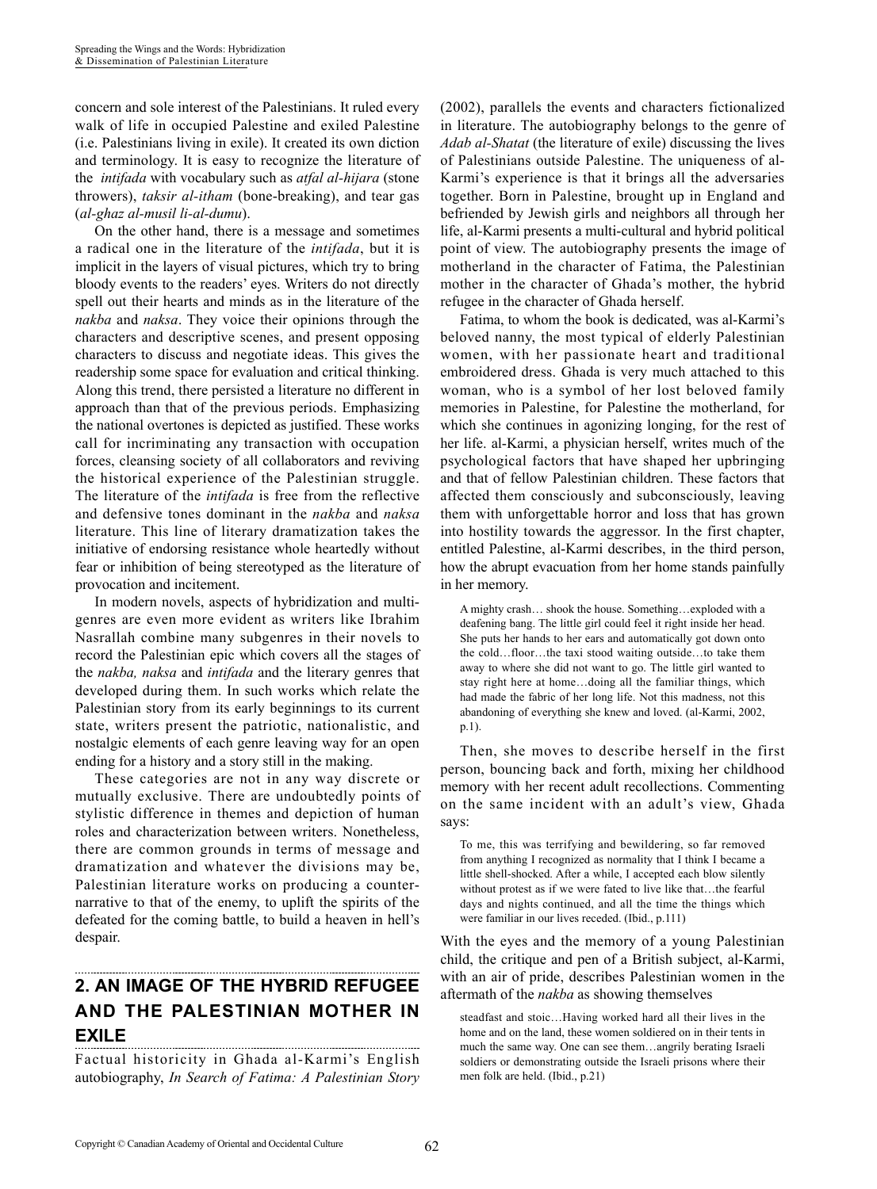concern and sole interest of the Palestinians. It ruled every walk of life in occupied Palestine and exiled Palestine (i.e. Palestinians living in exile). It created its own diction and terminology. It is easy to recognize the literature of the *intifada* with vocabulary such as *atfal al-hijara* (stone throwers), *taksir al-itham* (bone-breaking), and tear gas (*al-ghaz al-musil li-al-dumu*).

On the other hand, there is a message and sometimes a radical one in the literature of the *intifada*, but it is implicit in the layers of visual pictures, which try to bring bloody events to the readers' eyes. Writers do not directly spell out their hearts and minds as in the literature of the *nakba* and *naksa*. They voice their opinions through the characters and descriptive scenes, and present opposing characters to discuss and negotiate ideas. This gives the readership some space for evaluation and critical thinking. Along this trend, there persisted a literature no different in approach than that of the previous periods. Emphasizing the national overtones is depicted as justified. These works call for incriminating any transaction with occupation forces, cleansing society of all collaborators and reviving the historical experience of the Palestinian struggle. The literature of the *intifada* is free from the reflective and defensive tones dominant in the *nakba* and *naksa* literature. This line of literary dramatization takes the initiative of endorsing resistance whole heartedly without fear or inhibition of being stereotyped as the literature of provocation and incitement.

In modern novels, aspects of hybridization and multi-genres are even more evident as writers like Ibrahim Nasrallah combine many subgenres in their novels to record the Palestinian epic which covers all the stages of the *nakba, naksa* and *intifada* and the literary genres that developed during them. In such works which relate the Palestinian story from its early beginnings to its current state, writers present the patriotic, nationalistic, and nostalgic elements of each genre leaving way for an open ending for a history and a story still in the making.

These categories are not in any way discrete or mutually exclusive. There are undoubtedly points of stylistic difference in themes and depiction of human roles and characterization between writers. Nonetheless, there are common grounds in terms of message and dramatization and whatever the divisions may be, Palestinian literature works on producing a counter-narrative to that of the enemy, to uplift the spirits of the defeated for the coming battle, to build a heaven in hell's despair.

## 2. AN IMAGE OF THE HYBRID REFUGEE AND THE PALESTINIAN MOTHER IN EXILE

Factual historicity in Ghada al-Karmi's English autobiography, *In Search of Fatima: A Palestinian Story* (2002), parallels the events and characters fictionalized in literature. The autobiography belongs to the genre of *Adab al-Shatat* (the literature of exile) discussing the lives of Palestinians outside Palestine. The uniqueness of al-Karmi's experience is that it brings all the adversaries together. Born in Palestine, brought up in England and befriended by Jewish girls and neighbors all through her life, al-Karmi presents a multi-cultural and hybrid political point of view. The autobiography presents the image of motherland in the character of Fatima, the Palestinian mother in the character of Ghada's mother, the hybrid refugee in the character of Ghada herself.

Fatima, to whom the book is dedicated, was al-Karmi's beloved nanny, the most typical of elderly Palestinian women, with her passionate heart and traditional embroidered dress. Ghada is very much attached to this woman, who is a symbol of her lost beloved family memories in Palestine, for Palestine the motherland, for which she continues in agonizing longing, for the rest of her life. al-Karmi, a physician herself, writes much of the psychological factors that have shaped her upbringing and that of fellow Palestinian children. These factors that affected them consciously and subconsciously, leaving them with unforgettable horror and loss that has grown into hostility towards the aggressor. In the first chapter, entitled Palestine, al-Karmi describes, in the third person, how the abrupt evacuation from her home stands painfully in her memory.

> A mighty crash… shook the house. Something…exploded with a deafening bang. The little girl could feel it right inside her head. She puts her hands to her ears and automatically got down onto the cold…floor…the taxi stood waiting outside…to take them away to where she did not want to go. The little girl wanted to stay right here at home…doing all the familiar things, which had made the fabric of her long life. Not this madness, not this abandoning of everything she knew and loved. (al-Karmi, 2002, p.1).

Then, she moves to describe herself in the first person, bouncing back and forth, mixing her childhood memory with her recent adult recollections. Commenting on the same incident with an adult's view, Ghada says:

> To me, this was terrifying and bewildering, so far removed from anything I recognized as normality that I think I became a little shell-shocked. After a while, I accepted each blow silently without protest as if we were fated to live like that…the fearful days and nights continued, and all the time the things which were familiar in our lives receded. (Ibid., p.111)

With the eyes and the memory of a young Palestinian child, the critique and pen of a British subject, al-Karmi, with an air of pride, describes Palestinian women in the aftermath of the *nakba* as showing themselves

> steadfast and stoic…Having worked hard all their lives in the home and on the land, these women soldiered on in their tents in much the same way. One can see them…angrily berating Israeli soldiers or demonstrating outside the Israeli prisons where their men folk are held. (Ibid., p.21)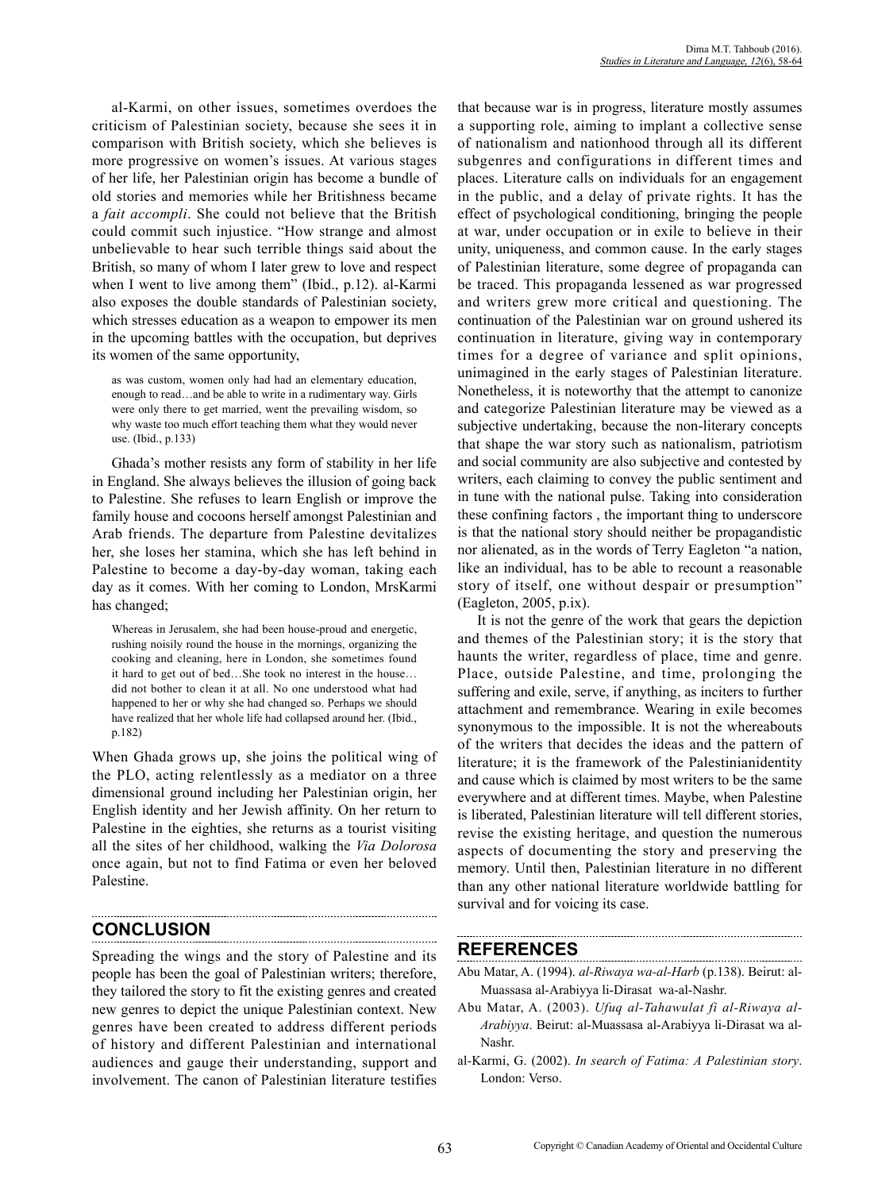al-Karmi, on other issues, sometimes overdoes the criticism of Palestinian society, because she sees it in comparison with British society, which she believes is more progressive on women's issues. At various stages of her life, her Palestinian origin has become a bundle of old stories and memories while her Britishness became a *fait accompli*. She could not believe that the British could commit such injustice. "How strange and almost unbelievable to hear such terrible things said about the British, so many of whom I later grew to love and respect when I went to live among them" (Ibid., p.12). al-Karmi also exposes the double standards of Palestinian society, which stresses education as a weapon to empower its men in the upcoming battles with the occupation, but deprives its women of the same opportunity,

> as was custom, women only had had an elementary education, enough to read…and be able to write in a rudimentary way. Girls were only there to get married, went the prevailing wisdom, so why waste too much effort teaching them what they would never use. (Ibid., p.133)

Ghada's mother resists any form of stability in her life in England. She always believes the illusion of going back to Palestine. She refuses to learn English or improve the family house and cocoons herself amongst Palestinian and Arab friends. The departure from Palestine devitalizes her, she loses her stamina, which she has left behind in Palestine to become a day-by-day woman, taking each day as it comes. With her coming to London, MrsKarmi has changed;

> Whereas in Jerusalem, she had been house-proud and energetic, rushing noisily round the house in the mornings, organizing the cooking and cleaning, here in London, she sometimes found it hard to get out of bed…She took no interest in the house… did not bother to clean it at all. No one understood what had happened to her or why she had changed so. Perhaps we should have realized that her whole life had collapsed around her. (Ibid., p.182)

When Ghada grows up, she joins the political wing of the PLO, acting relentlessly as a mediator on a three dimensional ground including her Palestinian origin, her English identity and her Jewish affinity. On her return to Palestine in the eighties, she returns as a tourist visiting all the sites of her childhood, walking the *Via Dolorosa* once again, but not to find Fatima or even her beloved Palestine.

## CONCLUSION

Spreading the wings and the story of Palestine and its people has been the goal of Palestinian writers; therefore, they tailored the story to fit the existing genres and created new genres to depict the unique Palestinian context. New genres have been created to address different periods of history and different Palestinian and international audiences and gauge their understanding, support and involvement. The canon of Palestinian literature testifies that because war is in progress, literature mostly assumes a supporting role, aiming to implant a collective sense of nationalism and nationhood through all its different subgenres and configurations in different times and places. Literature calls on individuals for an engagement in the public, and a delay of private rights. It has the effect of psychological conditioning, bringing the people at war, under occupation or in exile to believe in their unity, uniqueness, and common cause. In the early stages of Palestinian literature, some degree of propaganda can be traced. This propaganda lessened as war progressed and writers grew more critical and questioning. The continuation of the Palestinian war on ground ushered its continuation in literature, giving way in contemporary times for a degree of variance and split opinions, unimagined in the early stages of Palestinian literature. Nonetheless, it is noteworthy that the attempt to canonize and categorize Palestinian literature may be viewed as a subjective undertaking, because the non-literary concepts that shape the war story such as nationalism, patriotism and social community are also subjective and contested by writers, each claiming to convey the public sentiment and in tune with the national pulse. Taking into consideration these confining factors , the important thing to underscore is that the national story should neither be propagandistic nor alienated, as in the words of Terry Eagleton "a nation, like an individual, has to be able to recount a reasonable story of itself, one without despair or presumption" (Eagleton, 2005, p.ix).

It is not the genre of the work that gears the depiction and themes of the Palestinian story; it is the story that haunts the writer, regardless of place, time and genre. Place, outside Palestine, and time, prolonging the suffering and exile, serve, if anything, as inciters to further attachment and remembrance. Wearing in exile becomes synonymous to the impossible. It is not the whereabouts of the writers that decides the ideas and the pattern of literature; it is the framework of the Palestinianidentity and cause which is claimed by most writers to be the same everywhere and at different times. Maybe, when Palestine is liberated, Palestinian literature will tell different stories, revise the existing heritage, and question the numerous aspects of documenting the story and preserving the memory. Until then, Palestinian literature in no different than any other national literature worldwide battling for survival and for voicing its case.

## REFERENCES

Abu Matar, A. (1994). *al-Riwaya wa-al-Harb* (p.138). Beirut: al-Muassasa al-Arabiyya li-Dirasat wa-al-Nashr.

Abu Matar, A. (2003). *Ufuq al-Tahawulat fi al-Riwaya al-Arabiyya*. Beirut: al-Muassasa al-Arabiyya li-Dirasat wa al-Nashr.

al-Karmi, G. (2002). *In search of Fatima: A Palestinian story*. London: Verso.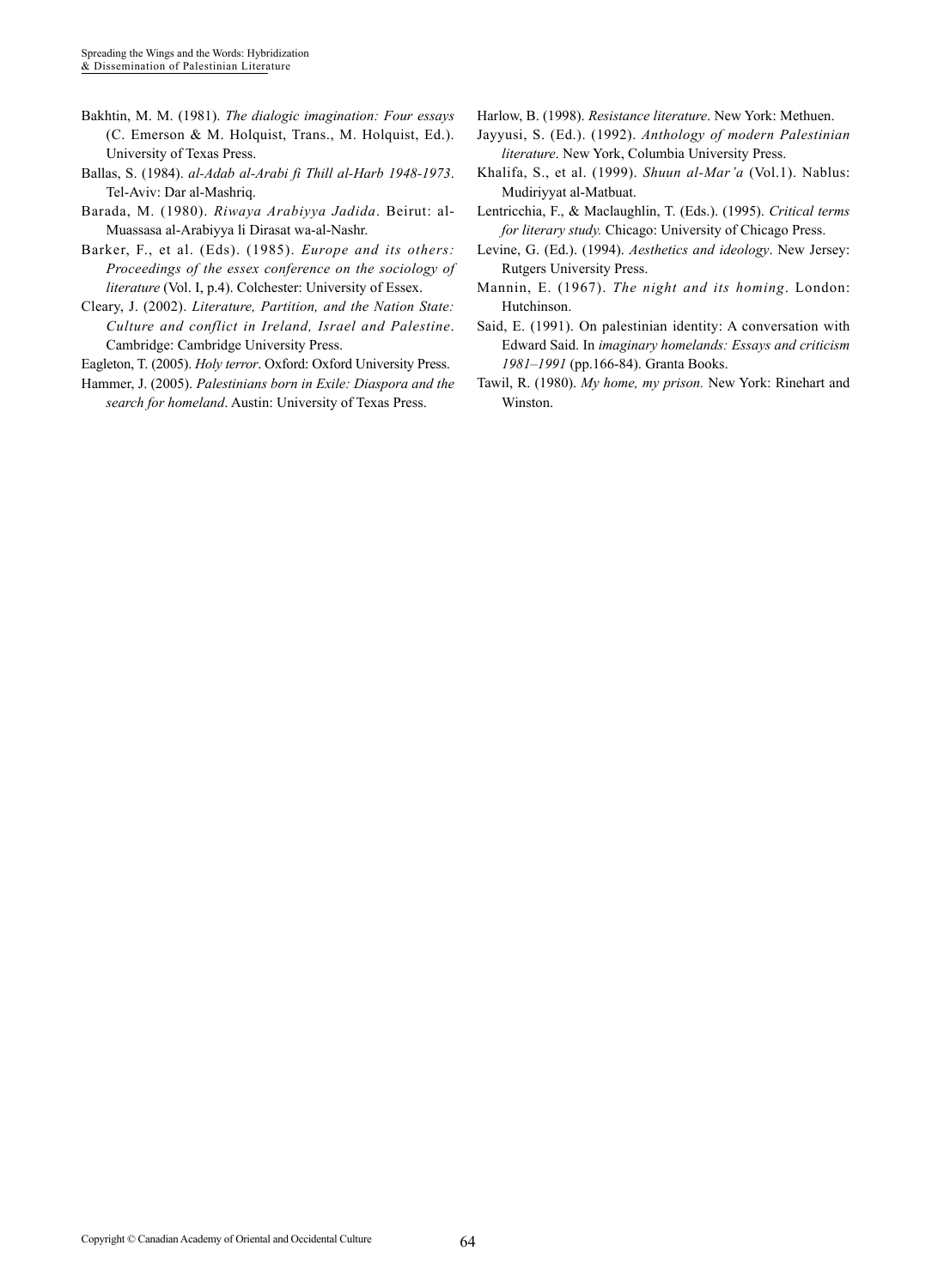Bakhtin, M. M. (1981). *The dialogic imagination: Four essays* (C. Emerson & M. Holquist, Trans., M. Holquist, Ed.). University of Texas Press.

Ballas, S. (1984). *al-Adab al-Arabi fi Thill al-Harb 1948-1973*. Tel-Aviv: Dar al-Mashriq.

Barada, M. (1980). *Riwaya Arabiyya Jadida*. Beirut: al-Muassasa al-Arabiyya li Dirasat wa-al-Nashr.

Barker, F., et al. (Eds). (1985). *Europe and its others: Proceedings of the essex conference on the sociology of literature* (Vol. I, p.4). Colchester: University of Essex.

Cleary, J. (2002). *Literature, Partition, and the Nation State: Culture and conflict in Ireland, Israel and Palestine*. Cambridge: Cambridge University Press.

Eagleton, T. (2005). *Holy terror*. Oxford: Oxford University Press.

Hammer, J. (2005). *Palestinians born in Exile: Diaspora and the search for homeland*. Austin: University of Texas Press.

Harlow, B. (1998). *Resistance literature*. New York: Methuen.

Jayyusi, S. (Ed.). (1992). *Anthology of modern Palestinian literature*. New York, Columbia University Press.

Khalifa, S., et al. (1999). *Shuun al-Mar'a* (Vol.1). Nablus: Mudiriyyat al-Matbuat.

Lentricchia, F., & Maclaughlin, T. (Eds.). (1995). *Critical terms for literary study.* Chicago: University of Chicago Press.

Levine, G. (Ed.). (1994). *Aesthetics and ideology*. New Jersey: Rutgers University Press.

Mannin, E. (1967). *The night and its homing*. London: Hutchinson.

Said, E. (1991). On palestinian identity: A conversation with Edward Said. In *imaginary homelands: Essays and criticism 1981–1991* (pp.166-84). Granta Books.

Tawil, R. (1980). *My home, my prison.* New York: Rinehart and Winston.